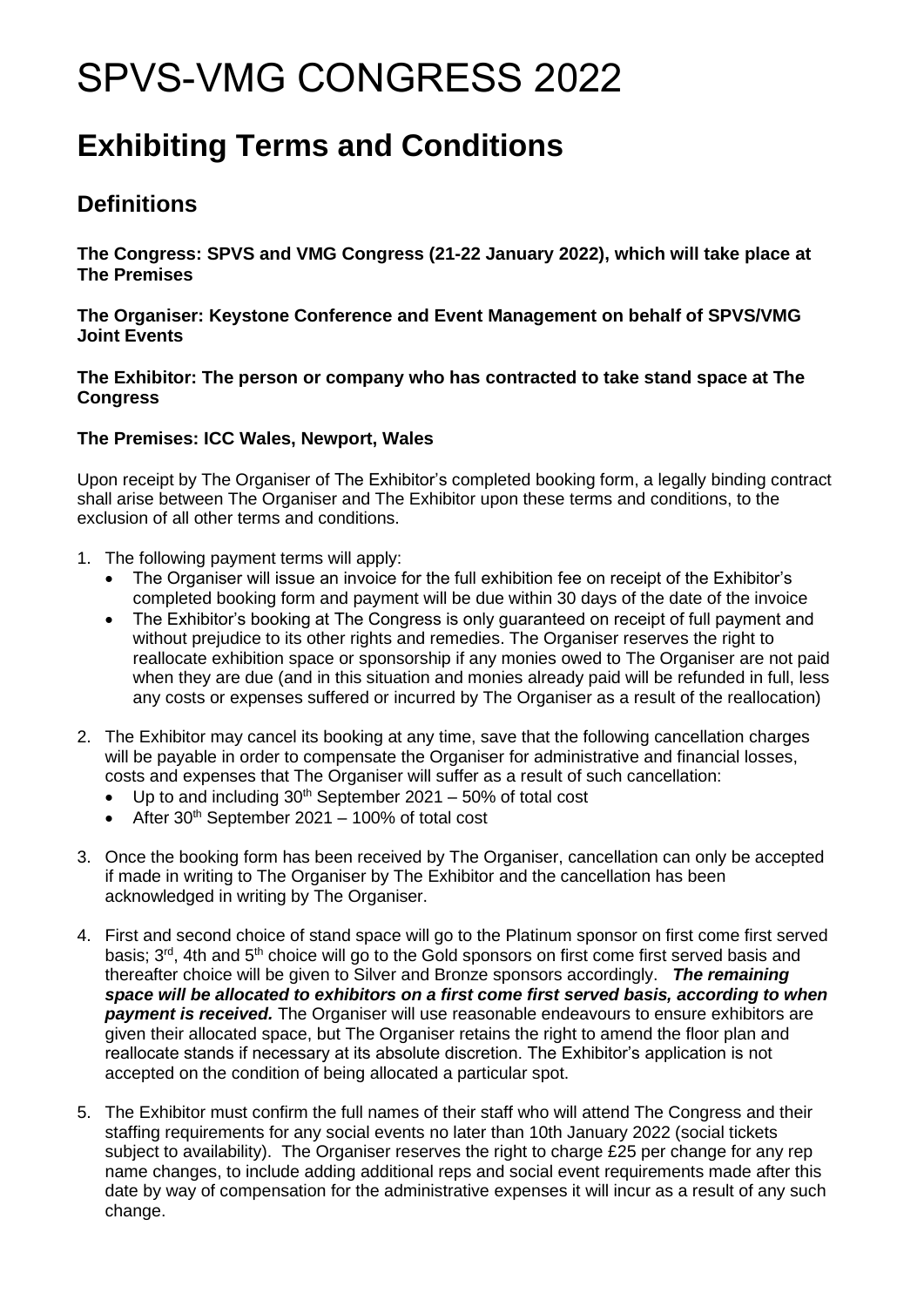# SPVS-VMG CONGRESS 2022

## Exhibiting Terms and Conditions

### Definitions

**The Congress: SPVS and VMG Congress (21-22 January 2022), which will take place at The Premises**

**The Organiser: Keystone Conference and Event Management on behalf of SPVS/VMG Joint Events**

**The Exhibitor: The person or company who has contracted to take stand space at The Congress**

**The Premises: ICC Wales, Newport, Wales**

Upon receipt by The Organiser of The Exhibitor's completed booking form, a legally binding contract shall arise between The Organiser and The Exhibitor upon these terms and conditions, to the exclusion of all other terms and conditions.

1. The following payment terms will apply:
   - The Organiser will issue an invoice for the full exhibition fee on receipt of the Exhibitor's completed booking form and payment will be due within 30 days of the date of the invoice
   - The Exhibitor's booking at The Congress is only guaranteed on receipt of full payment and without prejudice to its other rights and remedies. The Organiser reserves the right to reallocate exhibition space or sponsorship if any monies owed to The Organiser are not paid when they are due (and in this situation and monies already paid will be refunded in full, less any costs or expenses suffered or incurred by The Organiser as a result of the reallocation)

2. The Exhibitor may cancel its booking at any time, save that the following cancellation charges will be payable in order to compensate the Organiser for administrative and financial losses, costs and expenses that The Organiser will suffer as a result of such cancellation:
   - Up to and including 30th September 2021 – 50% of total cost
   - After 30th September 2021 – 100% of total cost

3. Once the booking form has been received by The Organiser, cancellation can only be accepted if made in writing to The Organiser by The Exhibitor and the cancellation has been acknowledged in writing by The Organiser.

4. First and second choice of stand space will go to the Platinum sponsor on first come first served basis; 3rd, 4th and 5th choice will go to the Gold sponsors on first come first served basis and thereafter choice will be given to Silver and Bronze sponsors accordingly. ***The remaining space will be allocated to exhibitors on a first come first served basis, according to when payment is received.*** The Organiser will use reasonable endeavours to ensure exhibitors are given their allocated space, but The Organiser retains the right to amend the floor plan and reallocate stands if necessary at its absolute discretion. The Exhibitor's application is not accepted on the condition of being allocated a particular spot.

5. The Exhibitor must confirm the full names of their staff who will attend The Congress and their staffing requirements for any social events no later than 10th January 2022 (social tickets subject to availability). The Organiser reserves the right to charge £25 per change for any rep name changes, to include adding additional reps and social event requirements made after this date by way of compensation for the administrative expenses it will incur as a result of any such change.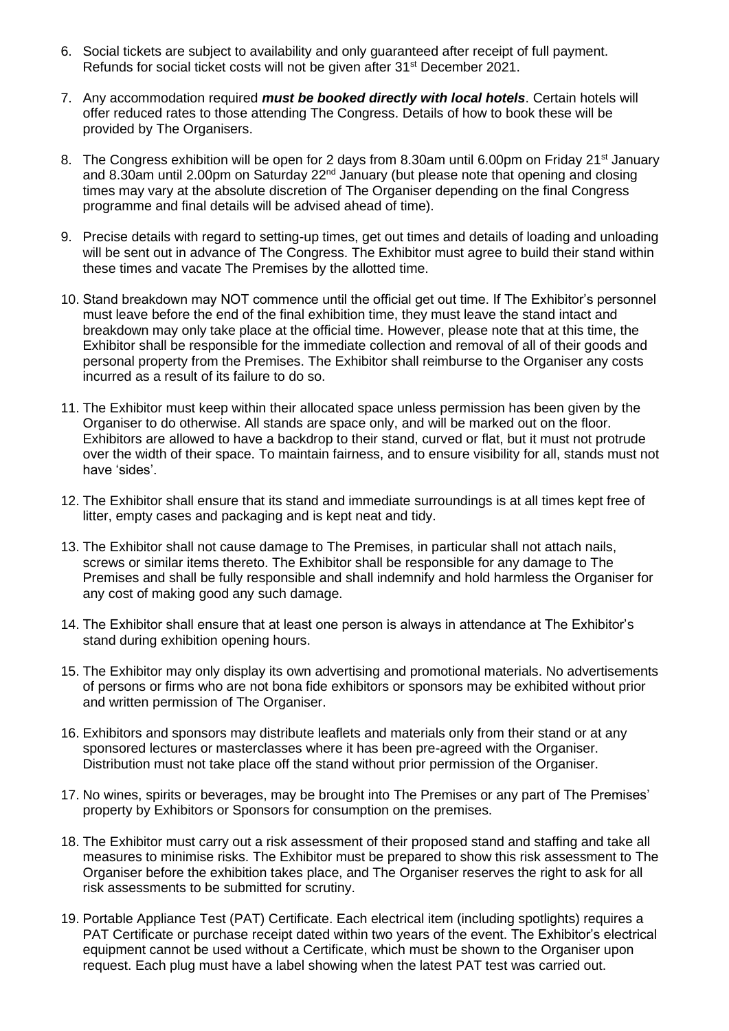6. Social tickets are subject to availability and only guaranteed after receipt of full payment. Refunds for social ticket costs will not be given after 31st December 2021.

7. Any accommodation required ***must be booked directly with local hotels***. Certain hotels will offer reduced rates to those attending The Congress. Details of how to book these will be provided by The Organisers.

8. The Congress exhibition will be open for 2 days from 8.30am until 6.00pm on Friday 21st January and 8.30am until 2.00pm on Saturday 22nd January (but please note that opening and closing times may vary at the absolute discretion of The Organiser depending on the final Congress programme and final details will be advised ahead of time).

9. Precise details with regard to setting-up times, get out times and details of loading and unloading will be sent out in advance of The Congress. The Exhibitor must agree to build their stand within these times and vacate The Premises by the allotted time.

10. Stand breakdown may NOT commence until the official get out time. If The Exhibitor's personnel must leave before the end of the final exhibition time, they must leave the stand intact and breakdown may only take place at the official time. However, please note that at this time, the Exhibitor shall be responsible for the immediate collection and removal of all of their goods and personal property from the Premises. The Exhibitor shall reimburse to the Organiser any costs incurred as a result of its failure to do so.

11. The Exhibitor must keep within their allocated space unless permission has been given by the Organiser to do otherwise. All stands are space only, and will be marked out on the floor. Exhibitors are allowed to have a backdrop to their stand, curved or flat, but it must not protrude over the width of their space. To maintain fairness, and to ensure visibility for all, stands must not have 'sides'.

12. The Exhibitor shall ensure that its stand and immediate surroundings is at all times kept free of litter, empty cases and packaging and is kept neat and tidy.

13. The Exhibitor shall not cause damage to The Premises, in particular shall not attach nails, screws or similar items thereto. The Exhibitor shall be responsible for any damage to The Premises and shall be fully responsible and shall indemnify and hold harmless the Organiser for any cost of making good any such damage.

14. The Exhibitor shall ensure that at least one person is always in attendance at The Exhibitor's stand during exhibition opening hours.

15. The Exhibitor may only display its own advertising and promotional materials. No advertisements of persons or firms who are not bona fide exhibitors or sponsors may be exhibited without prior and written permission of The Organiser.

16. Exhibitors and sponsors may distribute leaflets and materials only from their stand or at any sponsored lectures or masterclasses where it has been pre-agreed with the Organiser. Distribution must not take place off the stand without prior permission of the Organiser.

17. No wines, spirits or beverages, may be brought into The Premises or any part of The Premises' property by Exhibitors or Sponsors for consumption on the premises.

18. The Exhibitor must carry out a risk assessment of their proposed stand and staffing and take all measures to minimise risks. The Exhibitor must be prepared to show this risk assessment to The Organiser before the exhibition takes place, and The Organiser reserves the right to ask for all risk assessments to be submitted for scrutiny.

19. Portable Appliance Test (PAT) Certificate. Each electrical item (including spotlights) requires a PAT Certificate or purchase receipt dated within two years of the event. The Exhibitor's electrical equipment cannot be used without a Certificate, which must be shown to the Organiser upon request. Each plug must have a label showing when the latest PAT test was carried out.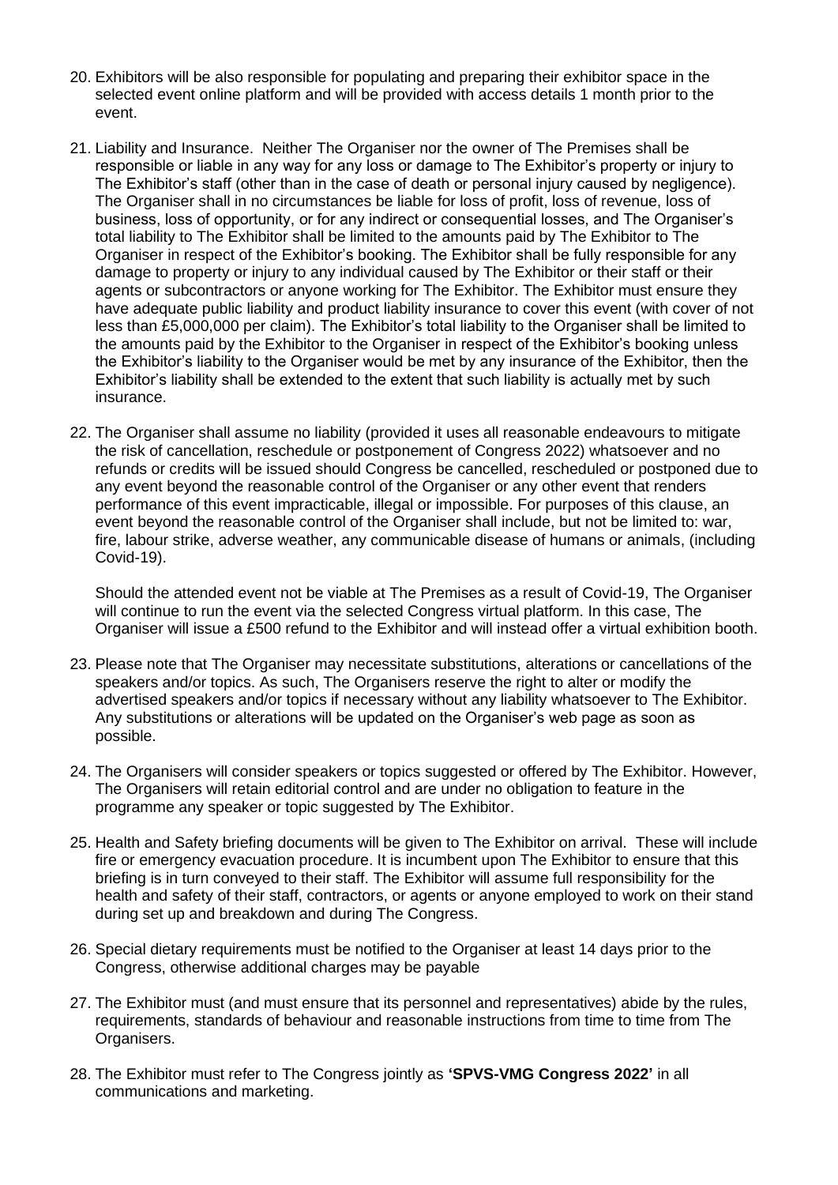20. Exhibitors will be also responsible for populating and preparing their exhibitor space in the selected event online platform and will be provided with access details 1 month prior to the event.

21. Liability and Insurance. Neither The Organiser nor the owner of The Premises shall be responsible or liable in any way for any loss or damage to The Exhibitor's property or injury to The Exhibitor's staff (other than in the case of death or personal injury caused by negligence). The Organiser shall in no circumstances be liable for loss of profit, loss of revenue, loss of business, loss of opportunity, or for any indirect or consequential losses, and The Organiser's total liability to The Exhibitor shall be limited to the amounts paid by The Exhibitor to The Organiser in respect of the Exhibitor's booking. The Exhibitor shall be fully responsible for any damage to property or injury to any individual caused by The Exhibitor or their staff or their agents or subcontractors or anyone working for The Exhibitor. The Exhibitor must ensure they have adequate public liability and product liability insurance to cover this event (with cover of not less than £5,000,000 per claim). The Exhibitor's total liability to the Organiser shall be limited to the amounts paid by the Exhibitor to the Organiser in respect of the Exhibitor's booking unless the Exhibitor's liability to the Organiser would be met by any insurance of the Exhibitor, then the Exhibitor's liability shall be extended to the extent that such liability is actually met by such insurance.

22. The Organiser shall assume no liability (provided it uses all reasonable endeavours to mitigate the risk of cancellation, reschedule or postponement of Congress 2022) whatsoever and no refunds or credits will be issued should Congress be cancelled, rescheduled or postponed due to any event beyond the reasonable control of the Organiser or any other event that renders performance of this event impracticable, illegal or impossible. For purposes of this clause, an event beyond the reasonable control of the Organiser shall include, but not be limited to: war, fire, labour strike, adverse weather, any communicable disease of humans or animals, (including Covid-19).

    Should the attended event not be viable at The Premises as a result of Covid-19, The Organiser will continue to run the event via the selected Congress virtual platform. In this case, The Organiser will issue a £500 refund to the Exhibitor and will instead offer a virtual exhibition booth.

23. Please note that The Organiser may necessitate substitutions, alterations or cancellations of the speakers and/or topics. As such, The Organisers reserve the right to alter or modify the advertised speakers and/or topics if necessary without any liability whatsoever to The Exhibitor. Any substitutions or alterations will be updated on the Organiser's web page as soon as possible.

24. The Organisers will consider speakers or topics suggested or offered by The Exhibitor. However, The Organisers will retain editorial control and are under no obligation to feature in the programme any speaker or topic suggested by The Exhibitor.

25. Health and Safety briefing documents will be given to The Exhibitor on arrival. These will include fire or emergency evacuation procedure. It is incumbent upon The Exhibitor to ensure that this briefing is in turn conveyed to their staff. The Exhibitor will assume full responsibility for the health and safety of their staff, contractors, or agents or anyone employed to work on their stand during set up and breakdown and during The Congress.

26. Special dietary requirements must be notified to the Organiser at least 14 days prior to the Congress, otherwise additional charges may be payable

27. The Exhibitor must (and must ensure that its personnel and representatives) abide by the rules, requirements, standards of behaviour and reasonable instructions from time to time from The Organisers.

28. The Exhibitor must refer to The Congress jointly as **'SPVS-VMG Congress 2022'** in all communications and marketing.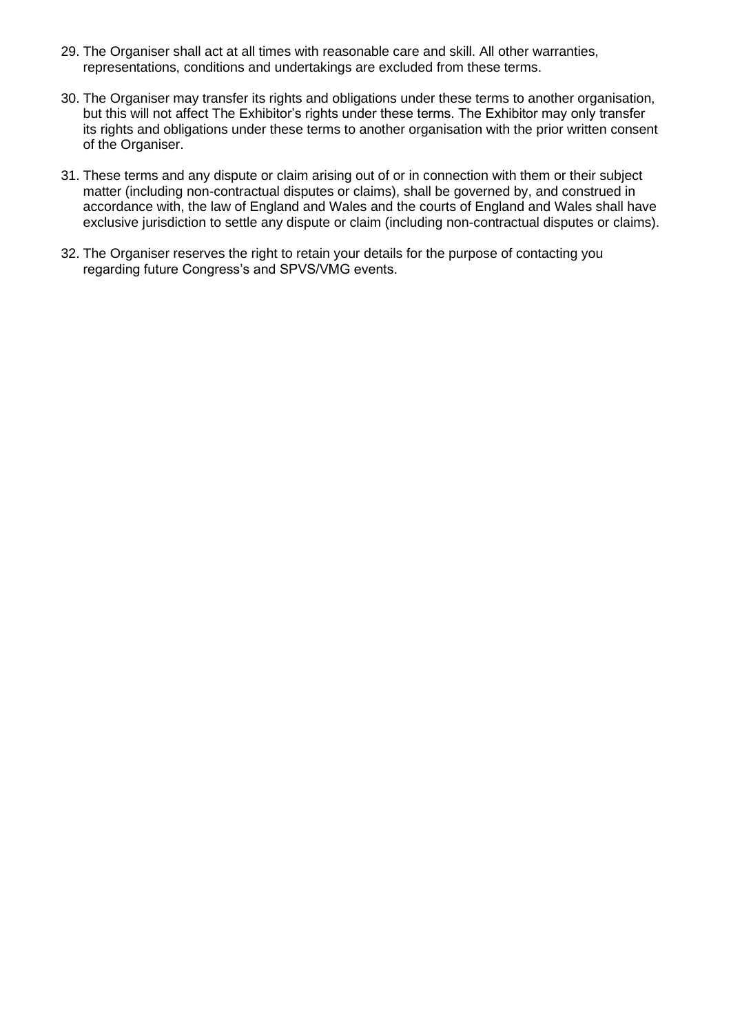29. The Organiser shall act at all times with reasonable care and skill. All other warranties, representations, conditions and undertakings are excluded from these terms.

30. The Organiser may transfer its rights and obligations under these terms to another organisation, but this will not affect The Exhibitor's rights under these terms. The Exhibitor may only transfer its rights and obligations under these terms to another organisation with the prior written consent of the Organiser.

31. These terms and any dispute or claim arising out of or in connection with them or their subject matter (including non-contractual disputes or claims), shall be governed by, and construed in accordance with, the law of England and Wales and the courts of England and Wales shall have exclusive jurisdiction to settle any dispute or claim (including non-contractual disputes or claims).

32. The Organiser reserves the right to retain your details for the purpose of contacting you regarding future Congress's and SPVS/VMG events.